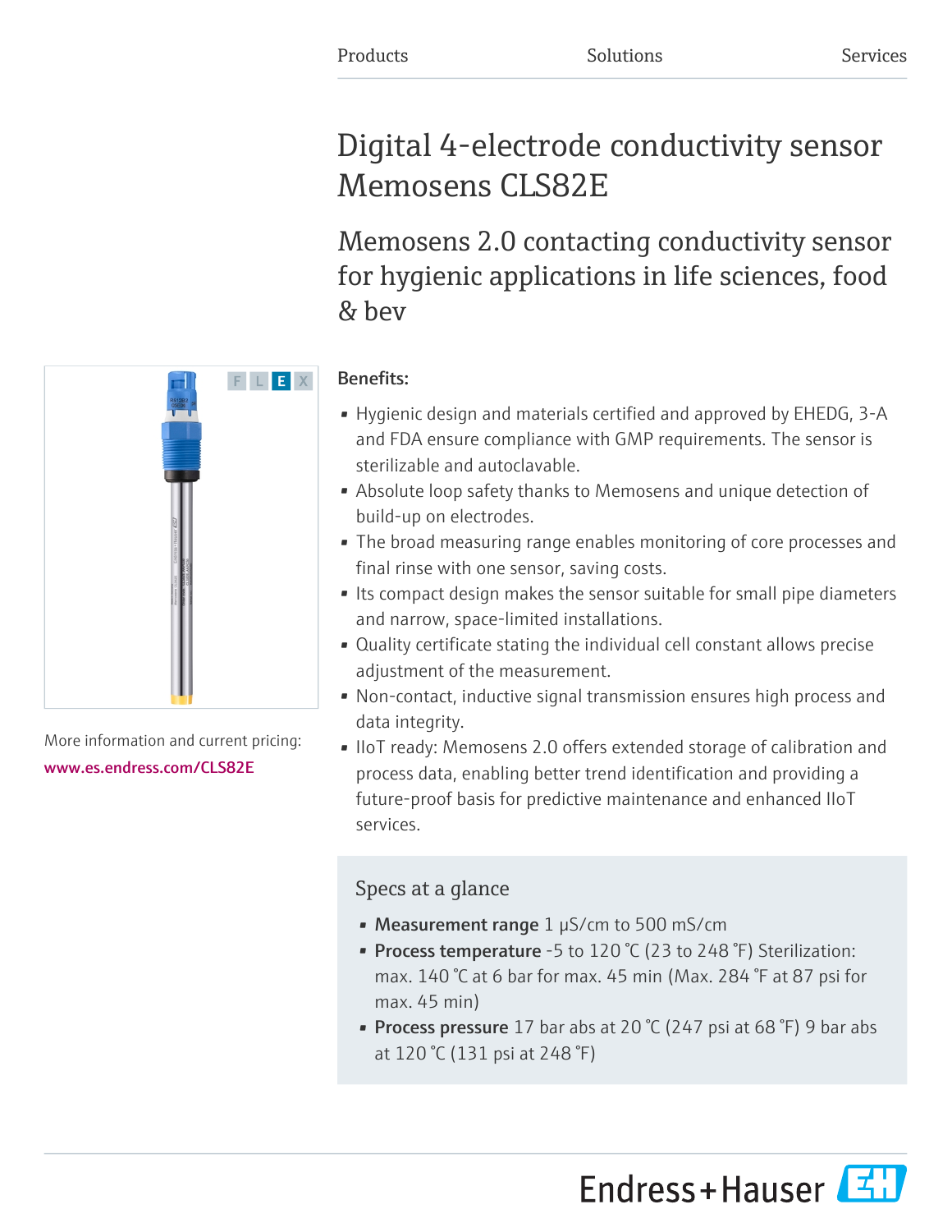Products Solutions Services

# Digital 4-electrode conductivity sensor Memosens CLS82E

## Memosens 2.0 contacting conductivity sensor for hygienic applications in life sciences, food & bev

More information and current pricing:
www.es.endress.com/CLS82E

**Benefits:**

- Hygienic design and materials certified and approved by EHEDG, 3-A and FDA ensure compliance with GMP requirements. The sensor is sterilizable and autoclavable.
- Absolute loop safety thanks to Memosens and unique detection of build-up on electrodes.
- The broad measuring range enables monitoring of core processes and final rinse with one sensor, saving costs.
- Its compact design makes the sensor suitable for small pipe diameters and narrow, space-limited installations.
- Quality certificate stating the individual cell constant allows precise adjustment of the measurement.
- Non-contact, inductive signal transmission ensures high process and data integrity.
- IIoT ready: Memosens 2.0 offers extended storage of calibration and process data, enabling better trend identification and providing a future-proof basis for predictive maintenance and enhanced IIoT services.

### Specs at a glance

- **Measurement range** 1 µS/cm to 500 mS/cm
- **Process temperature** -5 to 120 °C (23 to 248 °F) Sterilization: max. 140 °C at 6 bar for max. 45 min (Max. 284 °F at 87 psi for max. 45 min)
- **Process pressure** 17 bar abs at 20 °C (247 psi at 68 °F) 9 bar abs at 120 °C (131 psi at 248 °F)

Endress+Hauser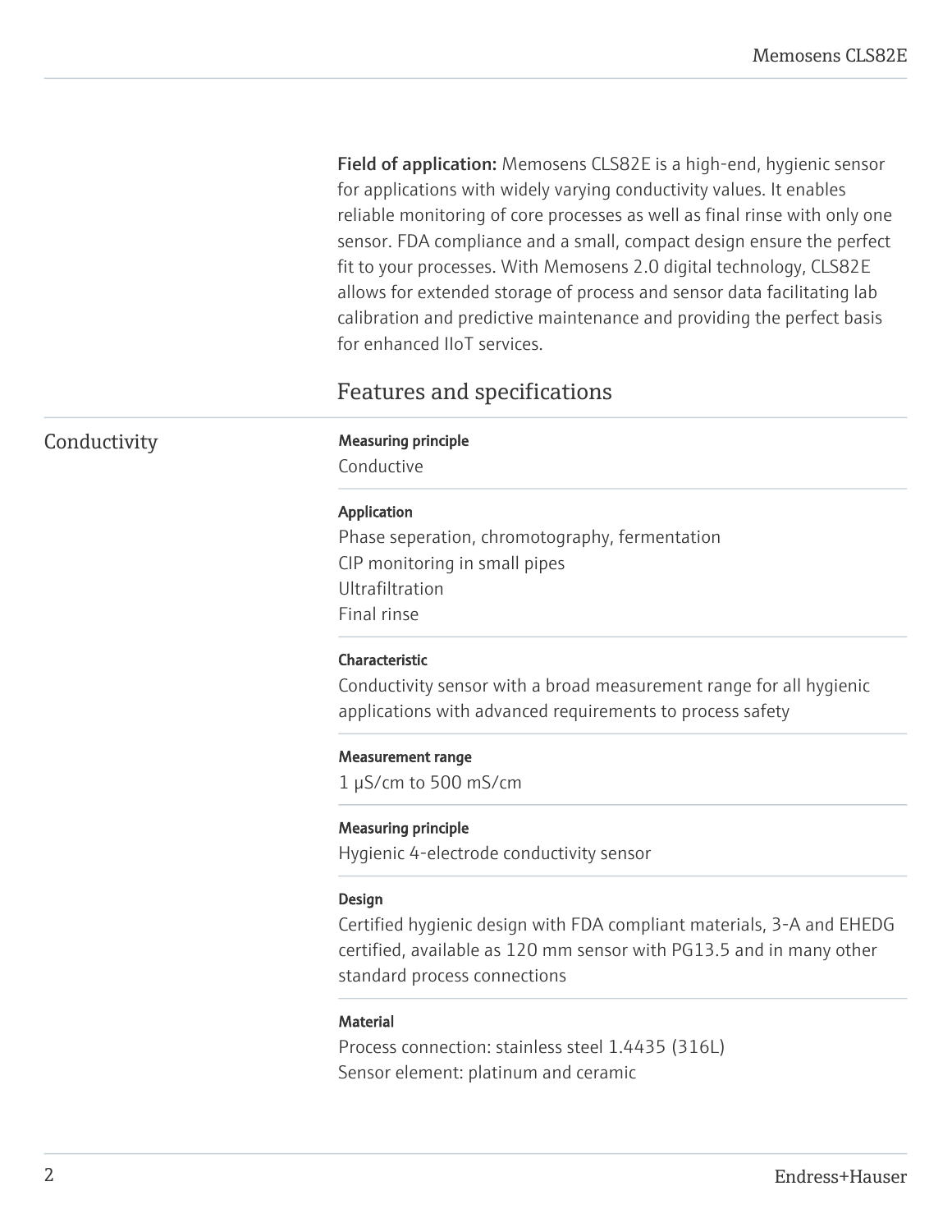**Field of application:** Memosens CLS82E is a high-end, hygienic sensor for applications with widely varying conductivity values. It enables reliable monitoring of core processes as well as final rinse with only one sensor. FDA compliance and a small, compact design ensure the perfect fit to your processes. With Memosens 2.0 digital technology, CLS82E allows for extended storage of process and sensor data facilitating lab calibration and predictive maintenance and providing the perfect basis for enhanced IIoT services.

## Features and specifications

### Conductivity

**Measuring principle**

Conductive

**Application**

Phase seperation, chromotography, fermentation
CIP monitoring in small pipes
Ultrafiltration
Final rinse

**Characteristic**

Conductivity sensor with a broad measurement range for all hygienic applications with advanced requirements to process safety

**Measurement range**

1 μS/cm to 500 mS/cm

**Measuring principle**

Hygienic 4-electrode conductivity sensor

**Design**

Certified hygienic design with FDA compliant materials, 3-A and EHEDG certified, available as 120 mm sensor with PG13.5 and in many other standard process connections

**Material**

Process connection: stainless steel 1.4435 (316L)
Sensor element: platinum and ceramic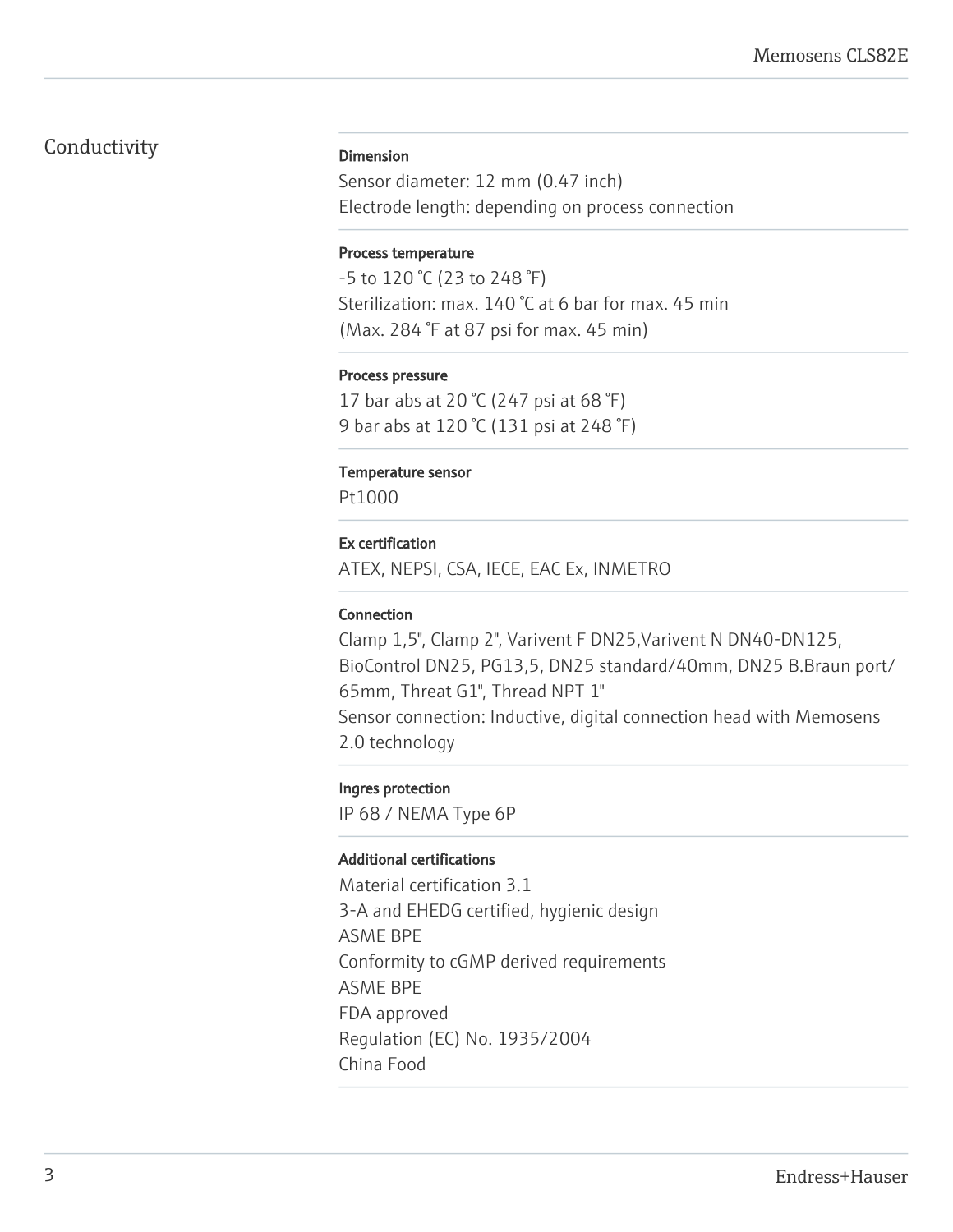## Conductivity

**Dimension**

Sensor diameter: 12 mm (0.47 inch)
Electrode length: depending on process connection

**Process temperature**

-5 to 120 °C (23 to 248 °F)
Sterilization: max. 140 °C at 6 bar for max. 45 min
(Max. 284 °F at 87 psi for max. 45 min)

**Process pressure**

17 bar abs at 20 °C (247 psi at 68 °F)
9 bar abs at 120 °C (131 psi at 248 °F)

**Temperature sensor**

Pt1000

**Ex certification**

ATEX, NEPSI, CSA, IECE, EAC Ex, INMETRO

**Connection**

Clamp 1,5", Clamp 2", Varivent F DN25,Varivent N DN40-DN125, BioControl DN25, PG13,5, DN25 standard/40mm, DN25 B.Braun port/ 65mm, Threat G1", Thread NPT 1"
Sensor connection: Inductive, digital connection head with Memosens 2.0 technology

**Ingres protection**

IP 68 / NEMA Type 6P

**Additional certifications**

Material certification 3.1
3-A and EHEDG certified, hygienic design
ASME BPE
Conformity to cGMP derived requirements
ASME BPE
FDA approved
Regulation (EC) No. 1935/2004
China Food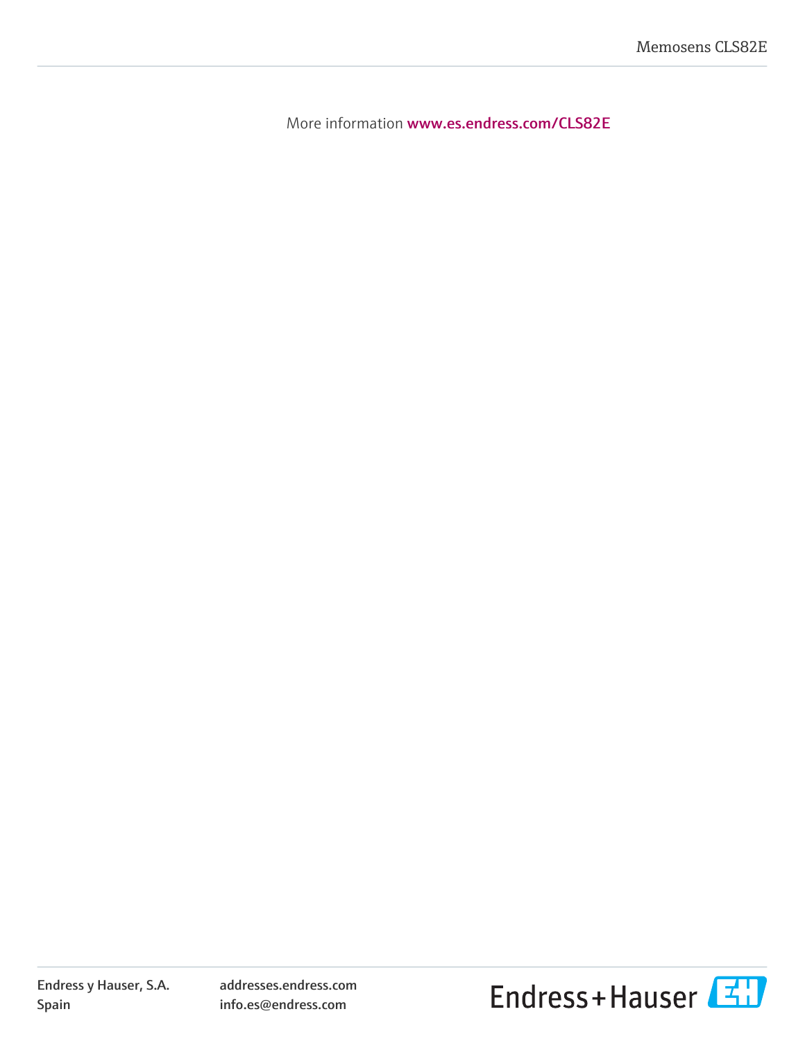More information **www.es.endress.com/CLS82E**

Endress y Hauser, S.A.
Spain

addresses.endress.com
info.es@endress.com

Endress+Hauser